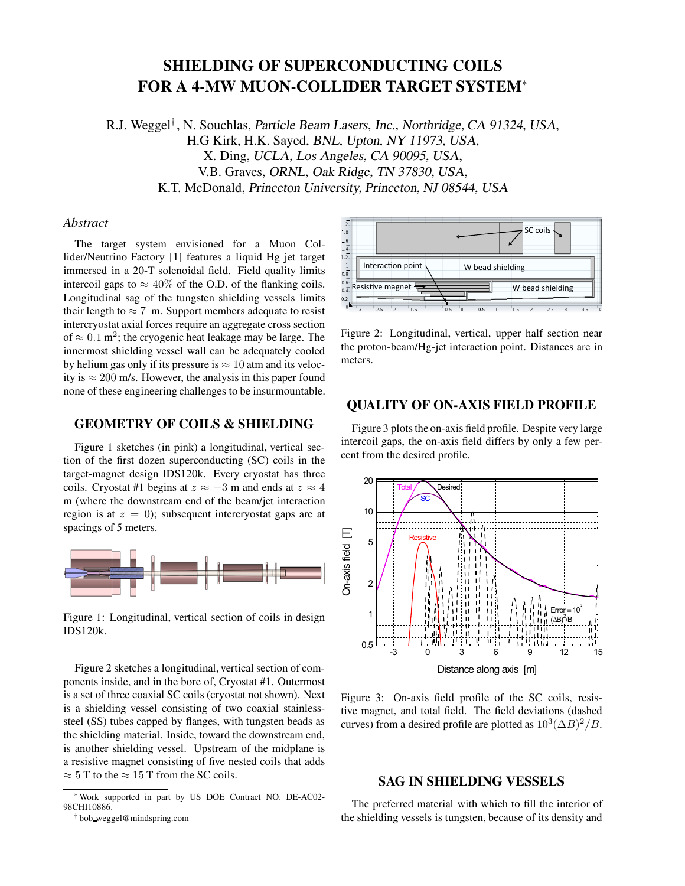# SHIELDING OF SUPERCONDUCTING COILS FOR A 4-MW MUON-COLLIDER TARGET SYSTEM*

R.J. Weggel†, N. Souchlas, *Particle Beam Lasers, Inc., Northridge, CA 91324, USA*,
H.G Kirk, H.K. Sayed, *BNL, Upton, NY 11973, USA*,
X. Ding, *UCLA, Los Angeles, CA 90095, USA*,
V.B. Graves, *ORNL, Oak Ridge, TN 37830, USA*,
K.T. McDonald, *Princeton University, Princeton, NJ 08544, USA*

## *Abstract*

The target system envisioned for a Muon Collider/Neutrino Factory [1] features a liquid Hg jet target immersed in a 20-T solenoidal field. Field quality limits intercoil gaps to $\approx 40\%$ of the O.D. of the flanking coils. Longitudinal sag of the tungsten shielding vessels limits their length to $\approx 7$ m. Support members adequate to resist intercryostat axial forces require an aggregate cross section of $\approx 0.1$ m$^2$; the cryogenic heat leakage may be large. The innermost shielding vessel wall can be adequately cooled by helium gas only if its pressure is $\approx 10$ atm and its velocity is $\approx 200$ m/s. However, the analysis in this paper found none of these engineering challenges to be insurmountable.

## GEOMETRY OF COILS & SHIELDING

Figure 1 sketches (in pink) a longitudinal, vertical section of the first dozen superconducting (SC) coils in the target-magnet design IDS120k. Every cryostat has three coils. Cryostat #1 begins at $z \approx -3$ m and ends at $z \approx 4$ m (where the downstream end of the beam/jet interaction region is at $z = 0$); subsequent intercryostat gaps are at spacings of 5 meters.

Figure 1: Longitudinal, vertical section of coils in design IDS120k.

Figure 2 sketches a longitudinal, vertical section of components inside, and in the bore of, Cryostat #1. Outermost is a set of three coaxial SC coils (cryostat not shown). Next is a shielding vessel consisting of two coaxial stainless-steel (SS) tubes capped by flanges, with tungsten beads as the shielding material. Inside, toward the downstream end, is another shielding vessel. Upstream of the midplane is a resistive magnet consisting of five nested coils that adds $\approx 5$ T to the $\approx 15$ T from the SC coils.

Figure 2: Longitudinal, vertical, upper half section near the proton-beam/Hg-jet interaction point. Distances are in meters.

## QUALITY OF ON-AXIS FIELD PROFILE

Figure 3 plots the on-axis field profile. Despite very large intercoil gaps, the on-axis field differs by only a few percent from the desired profile.

Figure 3: On-axis field profile of the SC coils, resistive magnet, and total field. The field deviations (dashed curves) from a desired profile are plotted as $10^3(\Delta B)^2/B$.

## SAG IN SHIELDING VESSELS

The preferred material with which to fill the interior of the shielding vessels is tungsten, because of its density and

---

* Work supported in part by US DOE Contract NO. DE-AC02-98CHI10886.

† bob_weggel@mindspring.com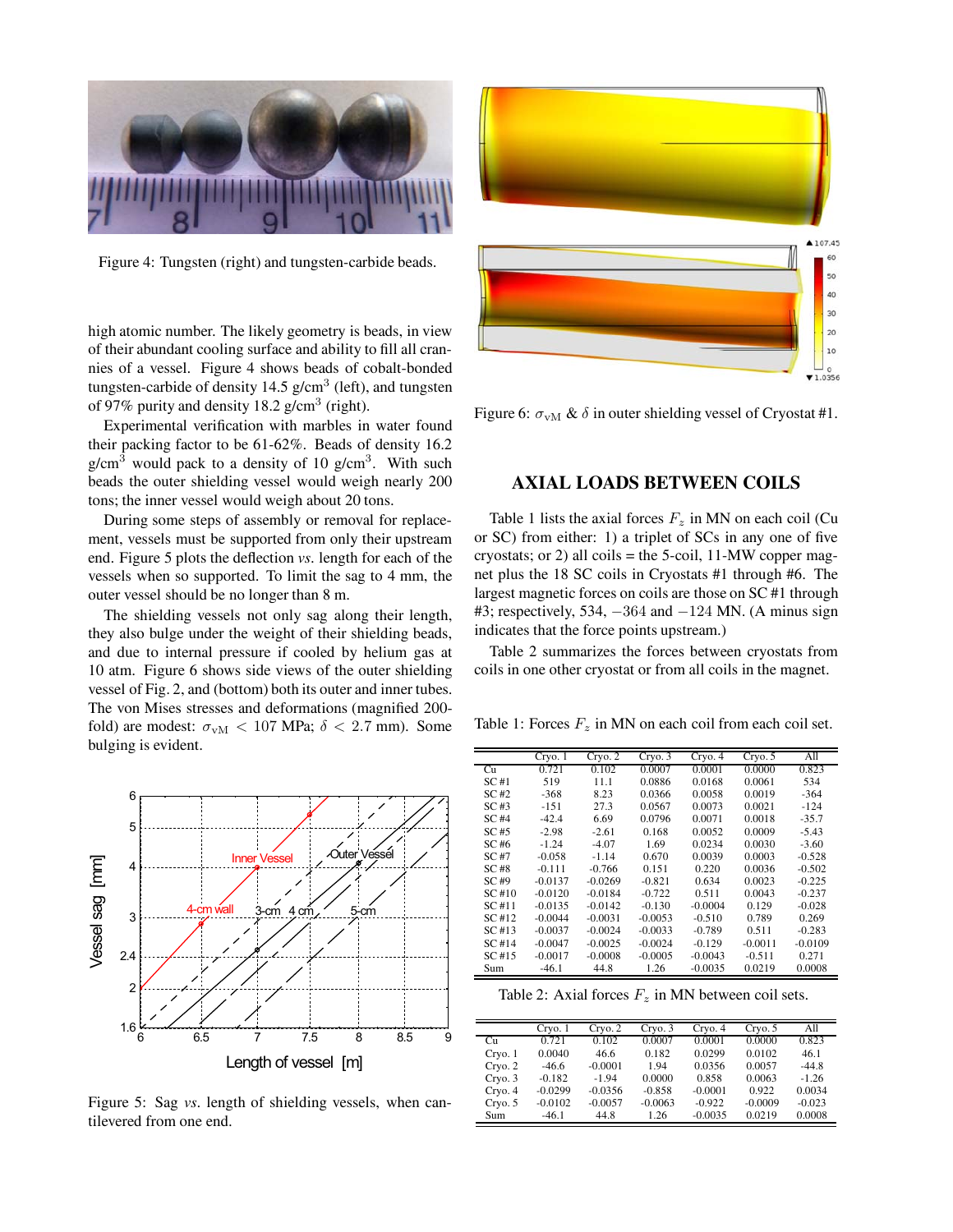Figure 4: Tungsten (right) and tungsten-carbide beads.

high atomic number. The likely geometry is beads, in view of their abundant cooling surface and ability to fill all crannies of a vessel. Figure 4 shows beads of cobalt-bonded tungsten-carbide of density 14.5 g/cm$^3$ (left), and tungsten of 97% purity and density 18.2 g/cm$^3$ (right).

Experimental verification with marbles in water found their packing factor to be 61-62%. Beads of density 16.2 g/cm$^3$ would pack to a density of 10 g/cm$^3$. With such beads the outer shielding vessel would weigh nearly 200 tons; the inner vessel would weigh about 20 tons.

During some steps of assembly or removal for replacement, vessels must be supported from only their upstream end. Figure 5 plots the deflection *vs.* length for each of the vessels when so supported. To limit the sag to 4 mm, the outer vessel should be no longer than 8 m.

The shielding vessels not only sag along their length, they also bulge under the weight of their shielding beads, and due to internal pressure if cooled by helium gas at 10 atm. Figure 6 shows side views of the outer shielding vessel of Fig. 2, and (bottom) both its outer and inner tubes. The von Mises stresses and deformations (magnified 200-fold) are modest: $\sigma_{\rm vM} < 107$ MPa; $\delta < 2.7$ mm). Some bulging is evident.

Figure 5: Sag *vs.* length of shielding vessels, when cantilevered from one end.

Figure 6: $\sigma_{\rm vM}$ & $\delta$ in outer shielding vessel of Cryostat #1.

## AXIAL LOADS BETWEEN COILS

Table 1 lists the axial forces $F_z$ in MN on each coil (Cu or SC) from either: 1) a triplet of SCs in any one of five cryostats; or 2) all coils = the 5-coil, 11-MW copper magnet plus the 18 SC coils in Cryostats #1 through #6. The largest magnetic forces on coils are those on SC #1 through #3; respectively, 534, $-364$ and $-124$ MN. (A minus sign indicates that the force points upstream.)

Table 2 summarizes the forces between cryostats from coils in one other cryostat or from all coils in the magnet.

Table 1: Forces $F_z$ in MN on each coil from each coil set.

| | Cryo. 1 | Cryo. 2 | Cryo. 3 | Cryo. 4 | Cryo. 5 | All |
|---|---|---|---|---|---|---|
| Cu | 0.721 | 0.102 | 0.0007 | 0.0001 | 0.0000 | 0.823 |
| SC #1 | 519 | 11.1 | 0.0886 | 0.0168 | 0.0061 | 534 |
| SC #2 | -368 | 8.23 | 0.0366 | 0.0058 | 0.0019 | -364 |
| SC #3 | -151 | 27.3 | 0.0567 | 0.0073 | 0.0021 | -124 |
| SC #4 | -42.4 | 6.69 | 0.0796 | 0.0071 | 0.0018 | -35.7 |
| SC #5 | -2.98 | -2.61 | 0.168 | 0.0052 | 0.0009 | -5.43 |
| SC #6 | -1.24 | -4.07 | 1.69 | 0.0234 | 0.0030 | -3.60 |
| SC #7 | -0.058 | -1.14 | 0.670 | 0.0039 | 0.0003 | -0.528 |
| SC #8 | -0.111 | -0.766 | 0.151 | 0.220 | 0.0036 | -0.502 |
| SC #9 | -0.0137 | -0.0269 | -0.821 | 0.634 | 0.0023 | -0.225 |
| SC #10 | -0.0120 | -0.0184 | -0.722 | 0.511 | 0.0043 | -0.237 |
| SC #11 | -0.0135 | -0.0142 | -0.130 | -0.0004 | 0.129 | -0.028 |
| SC #12 | -0.0044 | -0.0031 | -0.0053 | -0.510 | 0.789 | 0.269 |
| SC #13 | -0.0037 | -0.0024 | -0.0033 | -0.789 | 0.511 | -0.283 |
| SC #14 | -0.0047 | -0.0025 | -0.0024 | -0.129 | -0.0011 | -0.0109 |
| SC #15 | -0.0017 | -0.0008 | -0.0005 | -0.0043 | -0.511 | 0.271 |
| Sum | -46.1 | 44.8 | 1.26 | -0.0035 | 0.0219 | 0.0008 |

Table 2: Axial forces $F_z$ in MN between coil sets.

| | Cryo. 1 | Cryo. 2 | Cryo. 3 | Cryo. 4 | Cryo. 5 | All |
|---|---|---|---|---|---|---|
| Cu | 0.721 | 0.102 | 0.0007 | 0.0001 | 0.0000 | 0.823 |
| Cryo. 1 | 0.0040 | 46.6 | 0.182 | 0.0299 | 0.0102 | 46.1 |
| Cryo. 2 | -46.6 | -0.0001 | 1.94 | 0.0356 | 0.0057 | -44.8 |
| Cryo. 3 | -0.182 | -1.94 | 0.0000 | 0.858 | 0.0063 | -1.26 |
| Cryo. 4 | -0.0299 | -0.0356 | -0.858 | -0.0001 | 0.922 | 0.0034 |
| Cryo. 5 | -0.0102 | -0.0057 | -0.0063 | -0.922 | -0.0009 | -0.023 |
| Sum | -46.1 | 44.8 | 1.26 | -0.0035 | 0.0219 | 0.0008 |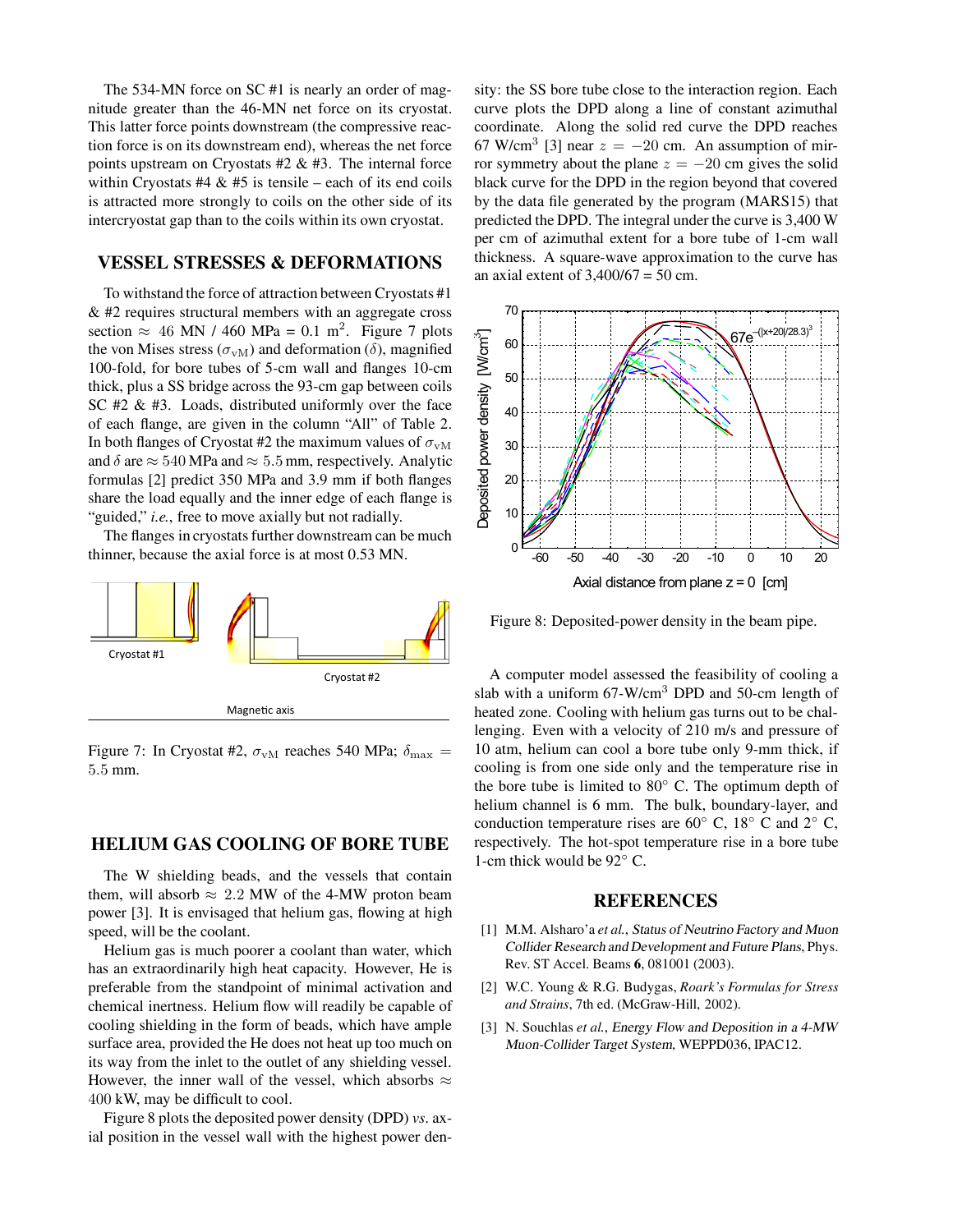The 534-MN force on SC #1 is nearly an order of magnitude greater than the 46-MN net force on its cryostat. This latter force points downstream (the compressive reaction force is on its downstream end), whereas the net force points upstream on Cryostats #2 & #3. The internal force within Cryostats #4 & #5 is tensile – each of its end coils is attracted more strongly to coils on the other side of its intercryostat gap than to the coils within its own cryostat.

## VESSEL STRESSES & DEFORMATIONS

To withstand the force of attraction between Cryostats #1 & #2 requires structural members with an aggregate cross section $\approx$ 46 MN / 460 MPa = 0.1 m$^2$. Figure 7 plots the von Mises stress ($\sigma_{\rm vM}$) and deformation ($\delta$), magnified 100-fold, for bore tubes of 5-cm wall and flanges 10-cm thick, plus a SS bridge across the 93-cm gap between coils SC #2 & #3. Loads, distributed uniformly over the face of each flange, are given in the column "All" of Table 2. In both flanges of Cryostat #2 the maximum values of $\sigma_{\rm vM}$ and $\delta$ are $\approx 540$ MPa and $\approx 5.5$ mm, respectively. Analytic formulas [2] predict 350 MPa and 3.9 mm if both flanges share the load equally and the inner edge of each flange is "guided," *i.e.*, free to move axially but not radially.

The flanges in cryostats further downstream can be much thinner, because the axial force is at most 0.53 MN.

Cryostat #1

Cryostat #2

Magnetic axis

Figure 7: In Cryostat #2, $\sigma_{\rm vM}$ reaches 540 MPa; $\delta_{\rm max}$ = 5.5 mm.

## HELIUM GAS COOLING OF BORE TUBE

The W shielding beads, and the vessels that contain them, will absorb $\approx$ 2.2 MW of the 4-MW proton beam power [3]. It is envisaged that helium gas, flowing at high speed, will be the coolant.

Helium gas is much poorer a coolant than water, which has an extraordinarily high heat capacity. However, He is preferable from the standpoint of minimal activation and chemical inertness. Helium flow will readily be capable of cooling shielding in the form of beads, which have ample surface area, provided the He does not heat up too much on its way from the inlet to the outlet of any shielding vessel. However, the inner wall of the vessel, which absorbs $\approx$ 400 kW, may be difficult to cool.

Figure 8 plots the deposited power density (DPD) *vs.* axial position in the vessel wall with the highest power density: the SS bore tube close to the interaction region. Each curve plots the DPD along a line of constant azimuthal coordinate. Along the solid red curve the DPD reaches 67 W/cm$^3$ [3] near $z = -20$ cm. An assumption of mirror symmetry about the plane $z = -20$ cm gives the solid black curve for the DPD in the region beyond that covered by the data file generated by the program (MARS15) that predicted the DPD. The integral under the curve is 3,400 W per cm of azimuthal extent for a bore tube of 1-cm wall thickness. A square-wave approximation to the curve has an axial extent of 3,400/67 = 50 cm.

Deposited power density [W/cm$^3$]

0
10
20
30
40
50
60
70

-60 -50 -40 -30 -20 -10 0 10 20

Axial distance from plane z = 0 [cm]

$67e^{-(|x+20|/28.3)^3}$

Figure 8: Deposited-power density in the beam pipe.

A computer model assessed the feasibility of cooling a slab with a uniform 67-W/cm$^3$ DPD and 50-cm length of heated zone. Cooling with helium gas turns out to be challenging. Even with a velocity of 210 m/s and pressure of 10 atm, helium can cool a bore tube only 9-mm thick, if cooling is from one side only and the temperature rise in the bore tube is limited to 80° C. The optimum depth of helium channel is 6 mm. The bulk, boundary-layer, and conduction temperature rises are 60° C, 18° C and 2° C, respectively. The hot-spot temperature rise in a bore tube 1-cm thick would be 92° C.

## REFERENCES

[1] M.M. Alsharo'a *et al.*, Status of Neutrino Factory and Muon Collider Research and Development and Future Plans, Phys. Rev. ST Accel. Beams **6**, 081001 (2003).

[2] W.C. Young & R.G. Budygas, *Roark's Formulas for Stress and Strains*, 7th ed. (McGraw-Hill, 2002).

[3] N. Souchlas *et al.*, Energy Flow and Deposition in a 4-MW Muon-Collider Target System, WEPPD036, IPAC12.